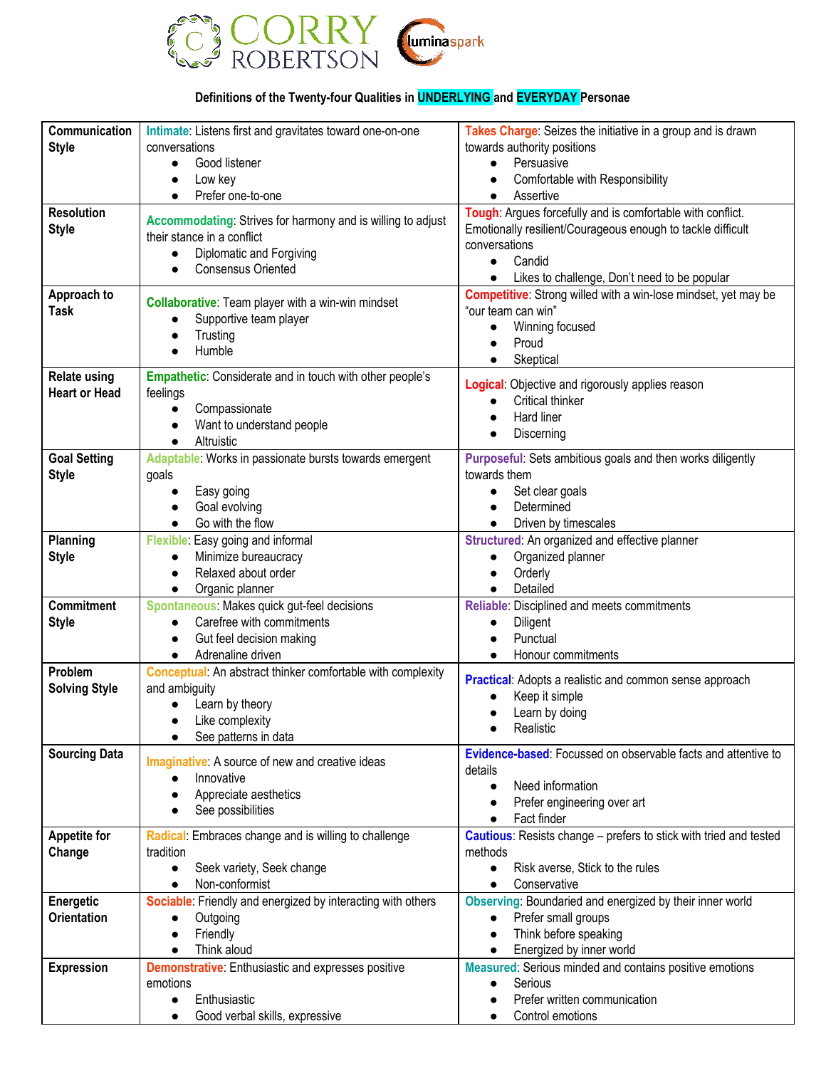CORRY ROBERTSON luminaspark

**Definitions of the Twenty-four Qualities in UNDERLYING and EVERYDAY Personae**

| | | |
|---|---|---|
| **Communication Style** | **Intimate**: Listens first and gravitates toward one-on-one conversations<br>● Good listener<br>● Low key<br>● Prefer one-to-one | **Takes Charge**: Seizes the initiative in a group and is drawn towards authority positions<br>● Persuasive<br>● Comfortable with Responsibility<br>● Assertive |
| **Resolution Style** | **Accommodating**: Strives for harmony and is willing to adjust their stance in a conflict<br>● Diplomatic and Forgiving<br>● Consensus Oriented | **Tough**: Argues forcefully and is comfortable with conflict. Emotionally resilient/Courageous enough to tackle difficult conversations<br>● Candid<br>● Likes to challenge, Don't need to be popular |
| **Approach to Task** | **Collaborative**: Team player with a win-win mindset<br>● Supportive team player<br>● Trusting<br>● Humble | **Competitive**: Strong willed with a win-lose mindset, yet may be "our team can win"<br>● Winning focused<br>● Proud<br>● Skeptical |
| **Relate using Heart or Head** | **Empathetic**: Considerate and in touch with other people's feelings<br>● Compassionate<br>● Want to understand people<br>● Altruistic | **Logical**: Objective and rigorously applies reason<br>● Critical thinker<br>● Hard liner<br>● Discerning |
| **Goal Setting Style** | **Adaptable**: Works in passionate bursts towards emergent goals<br>● Easy going<br>● Goal evolving<br>● Go with the flow | **Purposeful**: Sets ambitious goals and then works diligently towards them<br>● Set clear goals<br>● Determined<br>● Driven by timescales |
| **Planning Style** | **Flexible**: Easy going and informal<br>● Minimize bureaucracy<br>● Relaxed about order<br>● Organic planner | **Structured**: An organized and effective planner<br>● Organized planner<br>● Orderly<br>● Detailed |
| **Commitment Style** | **Spontaneous**: Makes quick gut-feel decisions<br>● Carefree with commitments<br>● Gut feel decision making<br>● Adrenaline driven | **Reliable**: Disciplined and meets commitments<br>● Diligent<br>● Punctual<br>● Honour commitments |
| **Problem Solving Style** | **Conceptual**: An abstract thinker comfortable with complexity and ambiguity<br>● Learn by theory<br>● Like complexity<br>● See patterns in data | **Practical**: Adopts a realistic and common sense approach<br>● Keep it simple<br>● Learn by doing<br>● Realistic |
| **Sourcing Data** | **Imaginative**: A source of new and creative ideas<br>● Innovative<br>● Appreciate aesthetics<br>● See possibilities | **Evidence-based**: Focussed on observable facts and attentive to details<br>● Need information<br>● Prefer engineering over art<br>● Fact finder |
| **Appetite for Change** | **Radical**: Embraces change and is willing to challenge tradition<br>● Seek variety, Seek change<br>● Non-conformist | **Cautious**: Resists change – prefers to stick with tried and tested methods<br>● Risk averse, Stick to the rules<br>● Conservative |
| **Energetic Orientation** | **Sociable**: Friendly and energized by interacting with others<br>● Outgoing<br>● Friendly<br>● Think aloud | **Observing**: Boundaried and energized by their inner world<br>● Prefer small groups<br>● Think before speaking<br>● Energized by inner world |
| **Expression** | **Demonstrative**: Enthusiastic and expresses positive emotions<br>● Enthusiastic<br>● Good verbal skills, expressive | **Measured**: Serious minded and contains positive emotions<br>● Serious<br>● Prefer written communication<br>● Control emotions |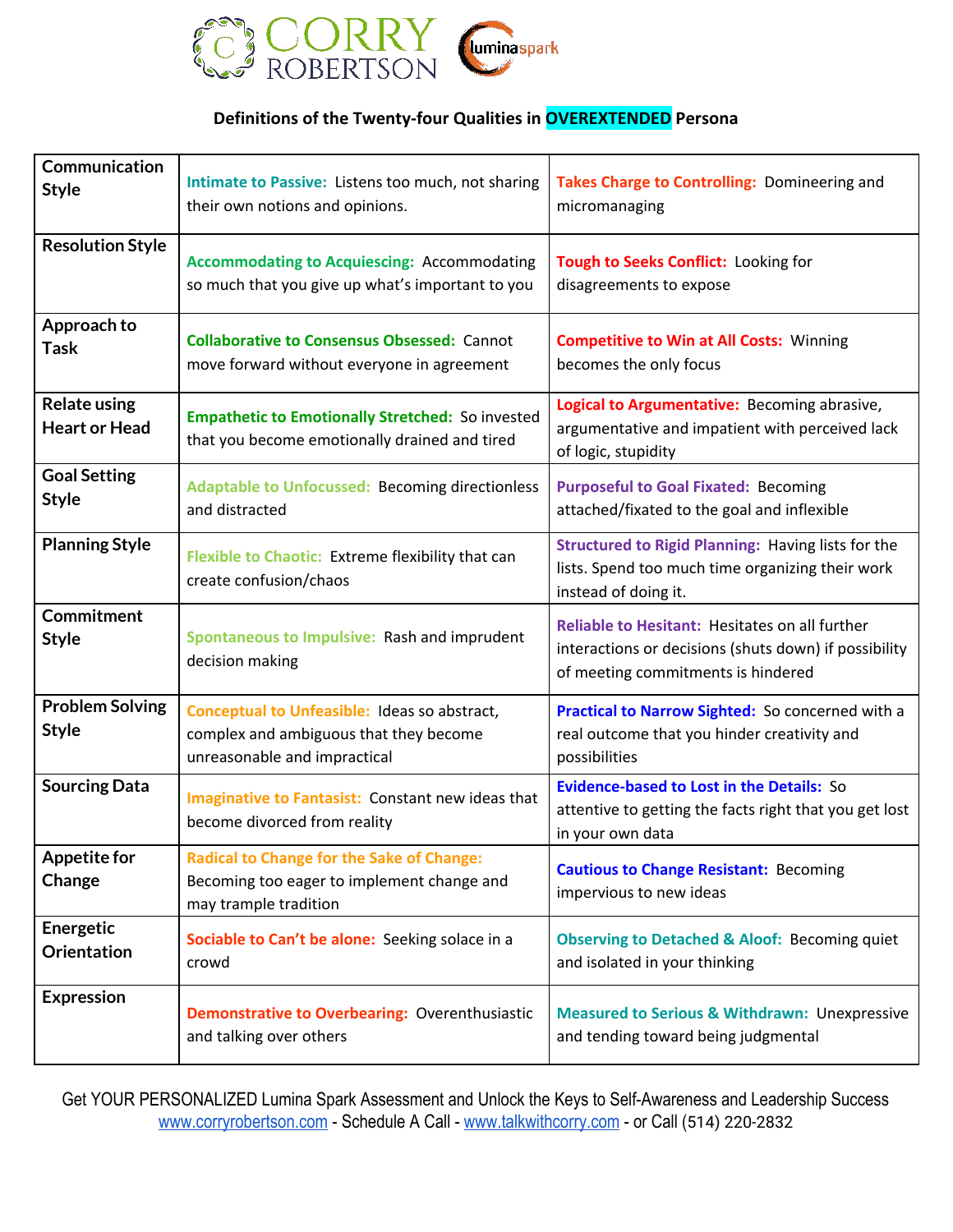CORRY ROBERTSON luminaspark

## Definitions of the Twenty-four Qualities in OVEREXTENDED Persona

| | | |
|---|---|---|
| **Communication Style** | **Intimate to Passive:** Listens too much, not sharing their own notions and opinions. | **Takes Charge to Controlling:** Domineering and micromanaging |
| **Resolution Style** | **Accommodating to Acquiescing:** Accommodating so much that you give up what's important to you | **Tough to Seeks Conflict:** Looking for disagreements to expose |
| **Approach to Task** | **Collaborative to Consensus Obsessed:** Cannot move forward without everyone in agreement | **Competitive to Win at All Costs:** Winning becomes the only focus |
| **Relate using Heart or Head** | **Empathetic to Emotionally Stretched:** So invested that you become emotionally drained and tired | **Logical to Argumentative:** Becoming abrasive, argumentative and impatient with perceived lack of logic, stupidity |
| **Goal Setting Style** | **Adaptable to Unfocussed:** Becoming directionless and distracted | **Purposeful to Goal Fixated:** Becoming attached/fixated to the goal and inflexible |
| **Planning Style** | **Flexible to Chaotic:** Extreme flexibility that can create confusion/chaos | **Structured to Rigid Planning:** Having lists for the lists. Spend too much time organizing their work instead of doing it. |
| **Commitment Style** | **Spontaneous to Impulsive:** Rash and imprudent decision making | **Reliable to Hesitant:** Hesitates on all further interactions or decisions (shuts down) if possibility of meeting commitments is hindered |
| **Problem Solving Style** | **Conceptual to Unfeasible:** Ideas so abstract, complex and ambiguous that they become unreasonable and impractical | **Practical to Narrow Sighted:** So concerned with a real outcome that you hinder creativity and possibilities |
| **Sourcing Data** | **Imaginative to Fantasist:** Constant new ideas that become divorced from reality | **Evidence-based to Lost in the Details:** So attentive to getting the facts right that you get lost in your own data |
| **Appetite for Change** | **Radical to Change for the Sake of Change:** Becoming too eager to implement change and may trample tradition | **Cautious to Change Resistant:** Becoming impervious to new ideas |
| **Energetic Orientation** | **Sociable to Can't be alone:** Seeking solace in a crowd | **Observing to Detached & Aloof:** Becoming quiet and isolated in your thinking |
| **Expression** | **Demonstrative to Overbearing:** Overenthusiastic and talking over others | **Measured to Serious & Withdrawn:** Unexpressive and tending toward being judgmental |

Get YOUR PERSONALIZED Lumina Spark Assessment and Unlock the Keys to Self-Awareness and Leadership Success
www.corryrobertson.com - Schedule A Call - www.talkwithcorry.com - or Call (514) 220-2832